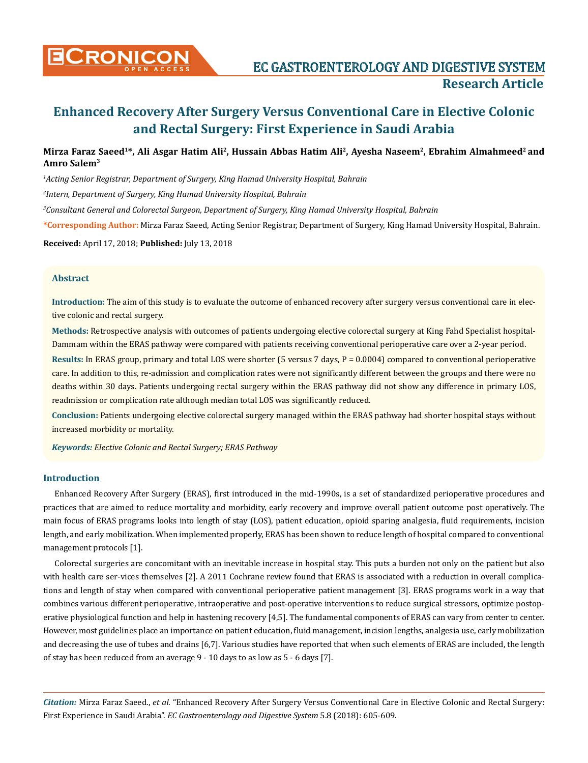# Enhanced Recovery After Surgery Versus Conventional Care in Elective Colonic and Rectal Surgery: First Experience in Saudi Arabia

**Mirza Faraz Saeed[1]\*, Ali Asgar Hatim Ali[2], Hussain Abbas Hatim Ali[2], Ayesha Naseem[2], Ebrahim Almahmeed[2] and Amro Salem[3]**

*[1]Acting Senior Registrar, Department of Surgery, King Hamad University Hospital, Bahrain*

*[2]Intern, Department of Surgery, King Hamad University Hospital, Bahrain*

*[3]Consultant General and Colorectal Surgeon, Department of Surgery, King Hamad University Hospital, Bahrain*

**\*Corresponding Author:** Mirza Faraz Saeed, Acting Senior Registrar, Department of Surgery, King Hamad University Hospital, Bahrain.

**Received:** April 17, 2018; **Published:** July 13, 2018

## Abstract

**Introduction:** The aim of this study is to evaluate the outcome of enhanced recovery after surgery versus conventional care in elective colonic and rectal surgery.

**Methods:** Retrospective analysis with outcomes of patients undergoing elective colorectal surgery at King Fahd Specialist hospital-Dammam within the ERAS pathway were compared with patients receiving conventional perioperative care over a 2-year period.

**Results:** In ERAS group, primary and total LOS were shorter (5 versus 7 days, P = 0.0004) compared to conventional perioperative care. In addition to this, re-admission and complication rates were not significantly different between the groups and there were no deaths within 30 days. Patients undergoing rectal surgery within the ERAS pathway did not show any difference in primary LOS, readmission or complication rate although median total LOS was significantly reduced.

**Conclusion:** Patients undergoing elective colorectal surgery managed within the ERAS pathway had shorter hospital stays without increased morbidity or mortality.

***Keywords:*** *Elective Colonic and Rectal Surgery; ERAS Pathway*

## Introduction

Enhanced Recovery After Surgery (ERAS), first introduced in the mid-1990s, is a set of standardized perioperative procedures and practices that are aimed to reduce mortality and morbidity, early recovery and improve overall patient outcome post operatively. The main focus of ERAS programs looks into length of stay (LOS), patient education, opioid sparing analgesia, fluid requirements, incision length, and early mobilization. When implemented properly, ERAS has been shown to reduce length of hospital compared to conventional management protocols [1].

Colorectal surgeries are concomitant with an inevitable increase in hospital stay. This puts a burden not only on the patient but also with health care ser-vices themselves [2]. A 2011 Cochrane review found that ERAS is associated with a reduction in overall complications and length of stay when compared with conventional perioperative patient management [3]. ERAS programs work in a way that combines various different perioperative, intraoperative and post-operative interventions to reduce surgical stressors, optimize postoperative physiological function and help in hastening recovery [4,5]. The fundamental components of ERAS can vary from center to center. However, most guidelines place an importance on patient education, fluid management, incision lengths, analgesia use, early mobilization and decreasing the use of tubes and drains [6,7]. Various studies have reported that when such elements of ERAS are included, the length of stay has been reduced from an average 9 - 10 days to as low as 5 - 6 days [7].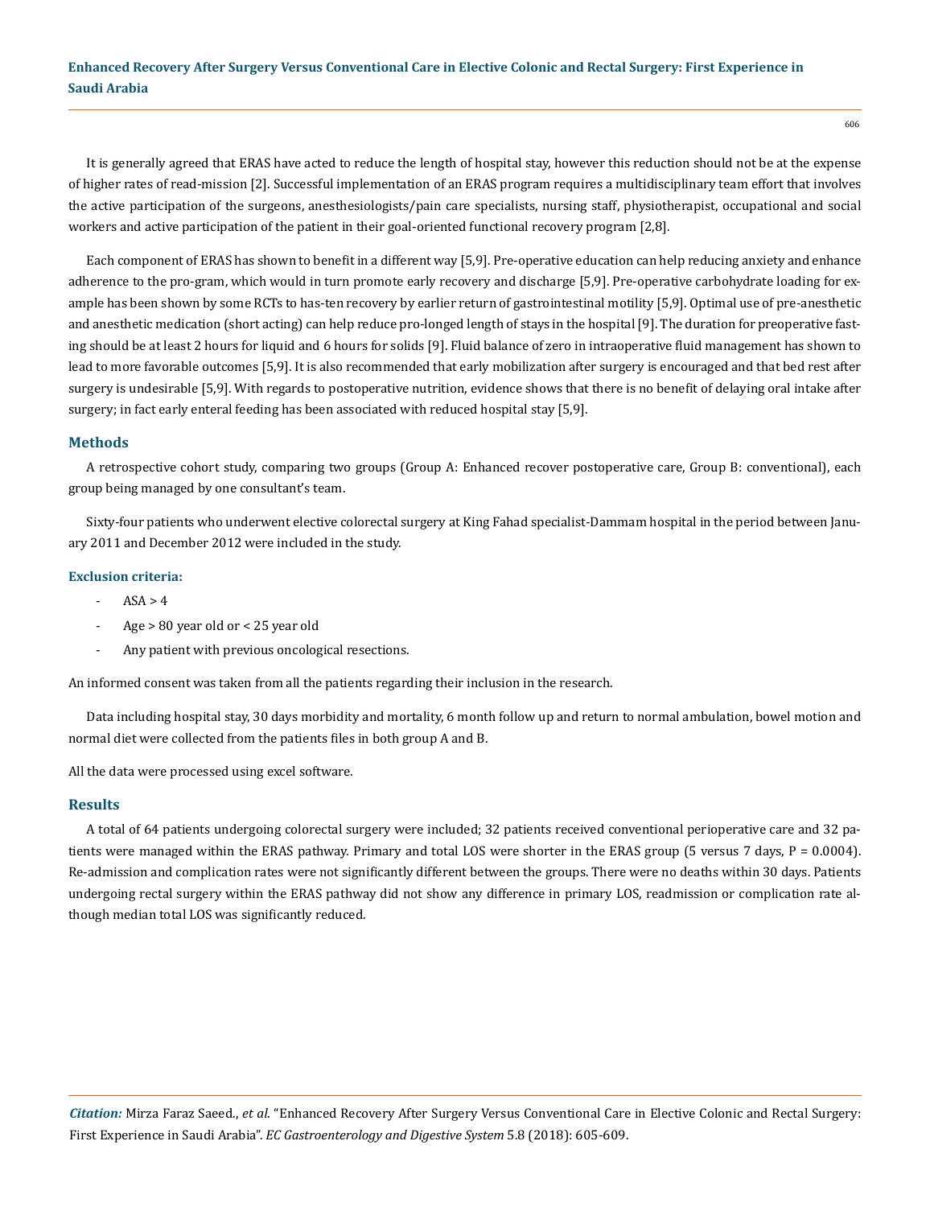It is generally agreed that ERAS have acted to reduce the length of hospital stay, however this reduction should not be at the expense of higher rates of read-mission [2]. Successful implementation of an ERAS program requires a multidisciplinary team effort that involves the active participation of the surgeons, anesthesiologists/pain care specialists, nursing staff, physiotherapist, occupational and social workers and active participation of the patient in their goal-oriented functional recovery program [2,8].

Each component of ERAS has shown to benefit in a different way [5,9]. Pre-operative education can help reducing anxiety and enhance adherence to the pro-gram, which would in turn promote early recovery and discharge [5,9]. Pre-operative carbohydrate loading for example has been shown by some RCTs to has-ten recovery by earlier return of gastrointestinal motility [5,9]. Optimal use of pre-anesthetic and anesthetic medication (short acting) can help reduce pro-longed length of stays in the hospital [9]. The duration for preoperative fasting should be at least 2 hours for liquid and 6 hours for solids [9]. Fluid balance of zero in intraoperative fluid management has shown to lead to more favorable outcomes [5,9]. It is also recommended that early mobilization after surgery is encouraged and that bed rest after surgery is undesirable [5,9]. With regards to postoperative nutrition, evidence shows that there is no benefit of delaying oral intake after surgery; in fact early enteral feeding has been associated with reduced hospital stay [5,9].

## Methods

A retrospective cohort study, comparing two groups (Group A: Enhanced recover postoperative care, Group B: conventional), each group being managed by one consultant's team.

Sixty-four patients who underwent elective colorectal surgery at King Fahad specialist-Dammam hospital in the period between January 2011 and December 2012 were included in the study.

### Exclusion criteria:

- ASA > 4
- Age > 80 year old or < 25 year old
- Any patient with previous oncological resections.

An informed consent was taken from all the patients regarding their inclusion in the research.

Data including hospital stay, 30 days morbidity and mortality, 6 month follow up and return to normal ambulation, bowel motion and normal diet were collected from the patients files in both group A and B.

All the data were processed using excel software.

## Results

A total of 64 patients undergoing colorectal surgery were included; 32 patients received conventional perioperative care and 32 patients were managed within the ERAS pathway. Primary and total LOS were shorter in the ERAS group (5 versus 7 days, P = 0.0004). Re-admission and complication rates were not significantly different between the groups. There were no deaths within 30 days. Patients undergoing rectal surgery within the ERAS pathway did not show any difference in primary LOS, readmission or complication rate although median total LOS was significantly reduced.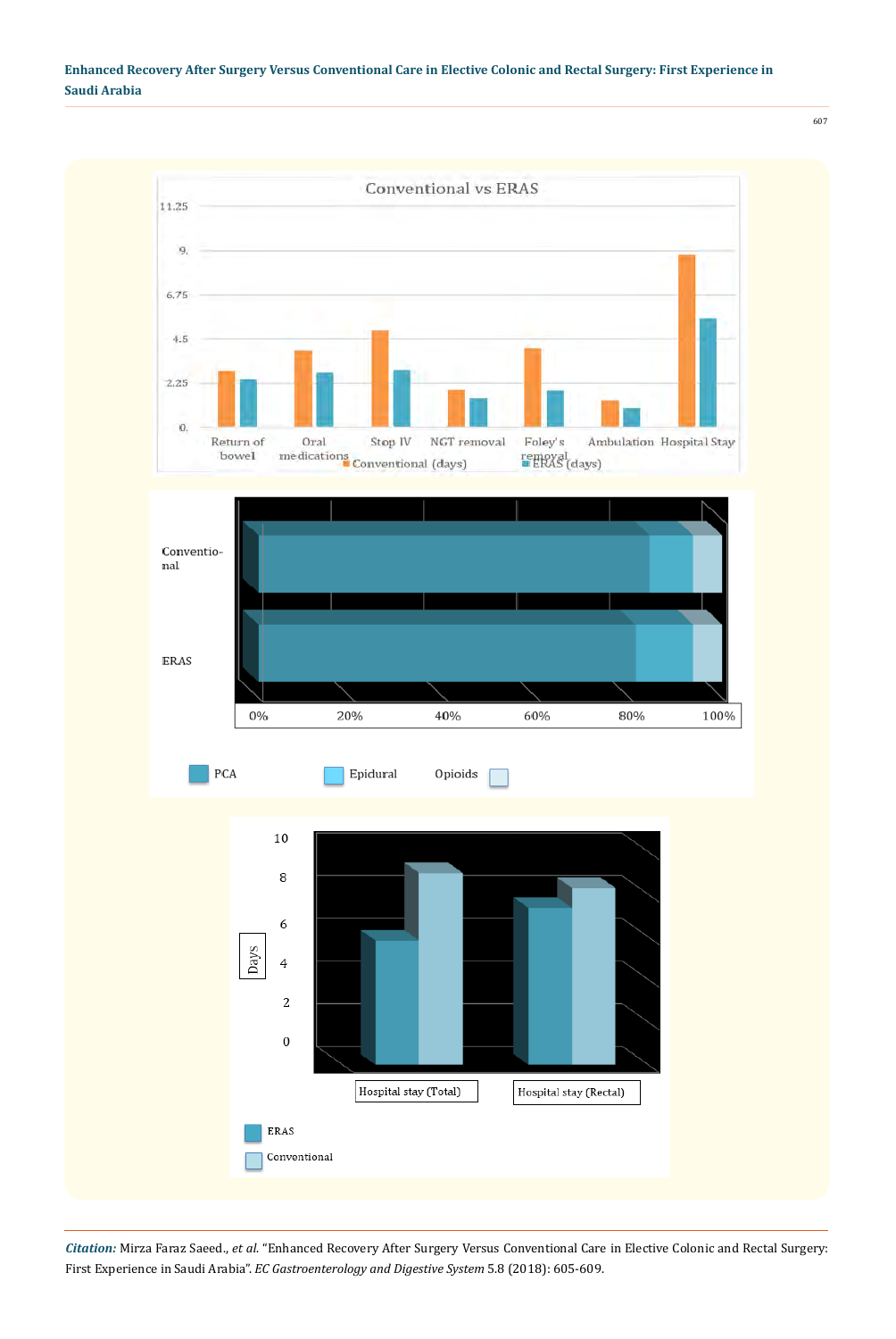Conventional vs ERAS

11.25

9.

6.75

4.5

2.25

0.

Return of bowel | Oral medications | Stop IV | NGT removal | Foley's removal | Ambulation | Hospital Stay

Conventional (days) ERAS (days)

Conventio-nal

ERAS

0% 20% 40% 60% 80% 100%

PCA Epidural Opioids

10

8

6

Days

4

2

0

Hospital stay (Total) Hospital stay (Rectal)

ERAS

Conventional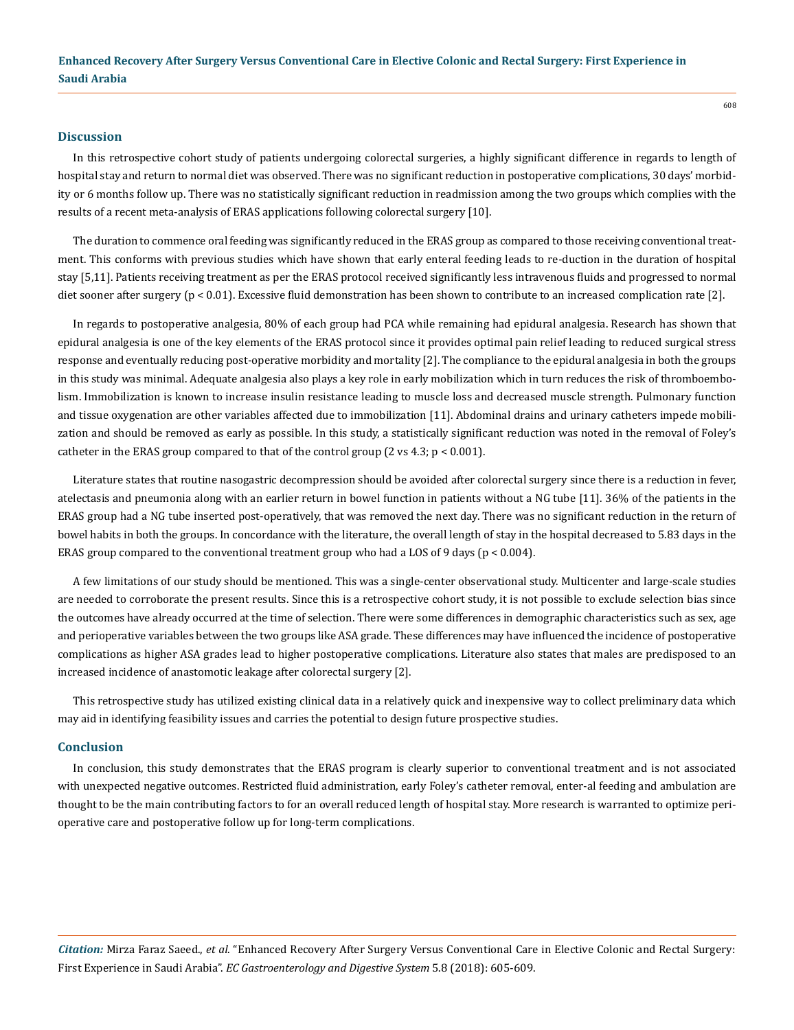## Discussion

In this retrospective cohort study of patients undergoing colorectal surgeries, a highly significant difference in regards to length of hospital stay and return to normal diet was observed. There was no significant reduction in postoperative complications, 30 days' morbidity or 6 months follow up. There was no statistically significant reduction in readmission among the two groups which complies with the results of a recent meta-analysis of ERAS applications following colorectal surgery [10].

The duration to commence oral feeding was significantly reduced in the ERAS group as compared to those receiving conventional treatment. This conforms with previous studies which have shown that early enteral feeding leads to re-duction in the duration of hospital stay [5,11]. Patients receiving treatment as per the ERAS protocol received significantly less intravenous fluids and progressed to normal diet sooner after surgery ($p < 0.01$). Excessive fluid demonstration has been shown to contribute to an increased complication rate [2].

In regards to postoperative analgesia, 80% of each group had PCA while remaining had epidural analgesia. Research has shown that epidural analgesia is one of the key elements of the ERAS protocol since it provides optimal pain relief leading to reduced surgical stress response and eventually reducing post-operative morbidity and mortality [2]. The compliance to the epidural analgesia in both the groups in this study was minimal. Adequate analgesia also plays a key role in early mobilization which in turn reduces the risk of thromboembolism. Immobilization is known to increase insulin resistance leading to muscle loss and decreased muscle strength. Pulmonary function and tissue oxygenation are other variables affected due to immobilization [11]. Abdominal drains and urinary catheters impede mobilization and should be removed as early as possible. In this study, a statistically significant reduction was noted in the removal of Foley's catheter in the ERAS group compared to that of the control group (2 vs 4.3; $p < 0.001$).

Literature states that routine nasogastric decompression should be avoided after colorectal surgery since there is a reduction in fever, atelectasis and pneumonia along with an earlier return in bowel function in patients without a NG tube [11]. 36% of the patients in the ERAS group had a NG tube inserted post-operatively, that was removed the next day. There was no significant reduction in the return of bowel habits in both the groups. In concordance with the literature, the overall length of stay in the hospital decreased to 5.83 days in the ERAS group compared to the conventional treatment group who had a LOS of 9 days ($p < 0.004$).

A few limitations of our study should be mentioned. This was a single-center observational study. Multicenter and large-scale studies are needed to corroborate the present results. Since this is a retrospective cohort study, it is not possible to exclude selection bias since the outcomes have already occurred at the time of selection. There were some differences in demographic characteristics such as sex, age and perioperative variables between the two groups like ASA grade. These differences may have influenced the incidence of postoperative complications as higher ASA grades lead to higher postoperative complications. Literature also states that males are predisposed to an increased incidence of anastomotic leakage after colorectal surgery [2].

This retrospective study has utilized existing clinical data in a relatively quick and inexpensive way to collect preliminary data which may aid in identifying feasibility issues and carries the potential to design future prospective studies.

## Conclusion

In conclusion, this study demonstrates that the ERAS program is clearly superior to conventional treatment and is not associated with unexpected negative outcomes. Restricted fluid administration, early Foley's catheter removal, enter-al feeding and ambulation are thought to be the main contributing factors to for an overall reduced length of hospital stay. More research is warranted to optimize perioperative care and postoperative follow up for long-term complications.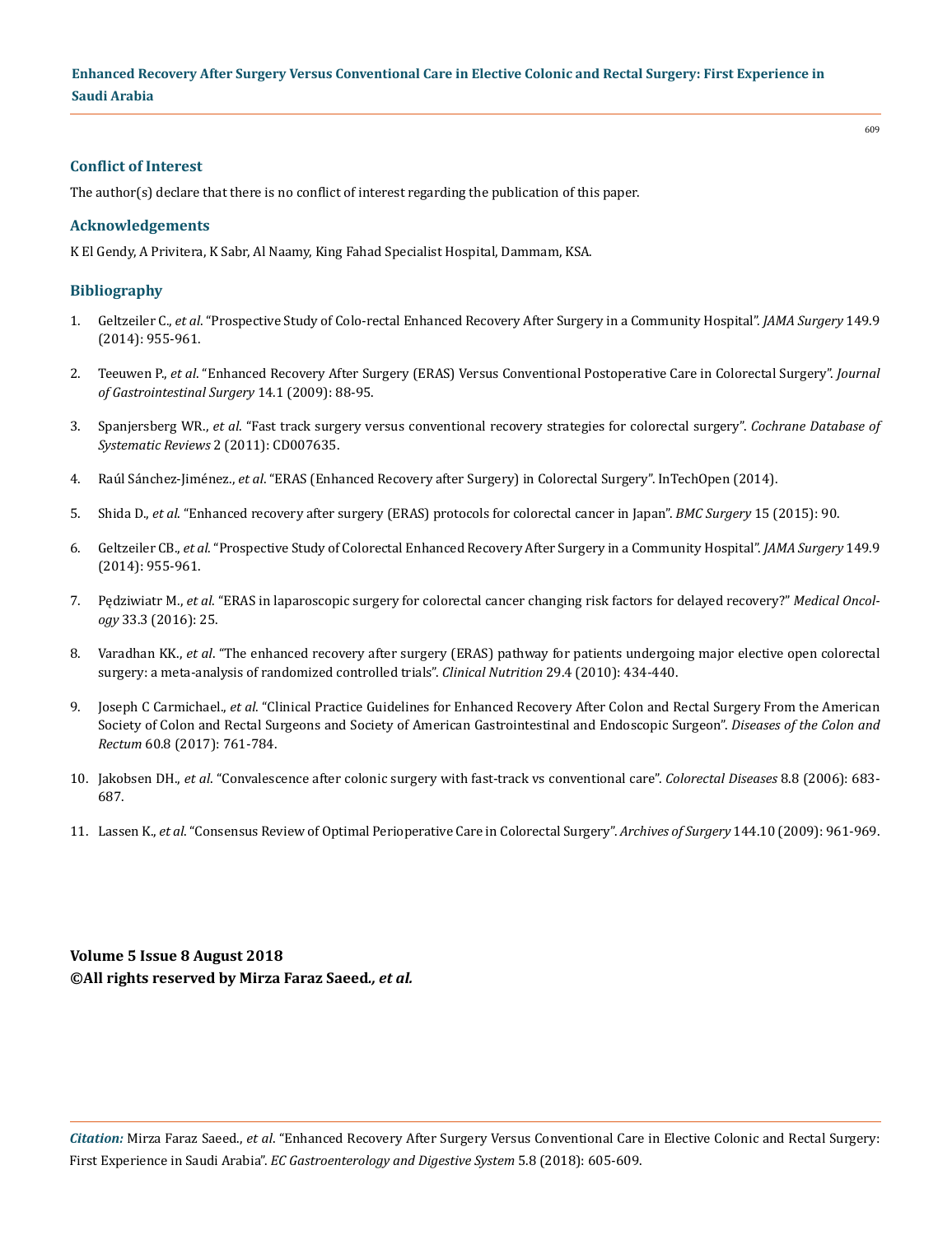## Conflict of Interest

The author(s) declare that there is no conflict of interest regarding the publication of this paper.

## Acknowledgements

K El Gendy, A Privitera, K Sabr, Al Naamy, King Fahad Specialist Hospital, Dammam, KSA.

## Bibliography

1. Geltzeiler C., *et al*. "Prospective Study of Colo-rectal Enhanced Recovery After Surgery in a Community Hospital". *JAMA Surgery* 149.9 (2014): 955-961.
2. Teeuwen P., *et al*. "Enhanced Recovery After Surgery (ERAS) Versus Conventional Postoperative Care in Colorectal Surgery". *Journal of Gastrointestinal Surgery* 14.1 (2009): 88-95.
3. Spanjersberg WR., *et al*. "Fast track surgery versus conventional recovery strategies for colorectal surgery". *Cochrane Database of Systematic Reviews* 2 (2011): CD007635.
4. Raúl Sánchez-Jiménez., *et al*. "ERAS (Enhanced Recovery after Surgery) in Colorectal Surgery". InTechOpen (2014).
5. Shida D., *et al*. "Enhanced recovery after surgery (ERAS) protocols for colorectal cancer in Japan". *BMC Surgery* 15 (2015): 90.
6. Geltzeiler CB., *et al*. "Prospective Study of Colorectal Enhanced Recovery After Surgery in a Community Hospital". *JAMA Surgery* 149.9 (2014): 955-961.
7. Pędziwiatr M., *et al*. "ERAS in laparoscopic surgery for colorectal cancer changing risk factors for delayed recovery?" *Medical Oncology* 33.3 (2016): 25.
8. Varadhan KK., *et al*. "The enhanced recovery after surgery (ERAS) pathway for patients undergoing major elective open colorectal surgery: a meta-analysis of randomized controlled trials". *Clinical Nutrition* 29.4 (2010): 434-440.
9. Joseph C Carmichael., *et al*. "Clinical Practice Guidelines for Enhanced Recovery After Colon and Rectal Surgery From the American Society of Colon and Rectal Surgeons and Society of American Gastrointestinal and Endoscopic Surgeon". *Diseases of the Colon and Rectum* 60.8 (2017): 761-784.
10. Jakobsen DH., *et al*. "Convalescence after colonic surgery with fast-track vs conventional care". *Colorectal Diseases* 8.8 (2006): 683-687.
11. Lassen K., *et al*. "Consensus Review of Optimal Perioperative Care in Colorectal Surgery". *Archives of Surgery* 144.10 (2009): 961-969.

**Volume 5 Issue 8 August 2018**
**©All rights reserved by Mirza Faraz Saeed., *et al.***